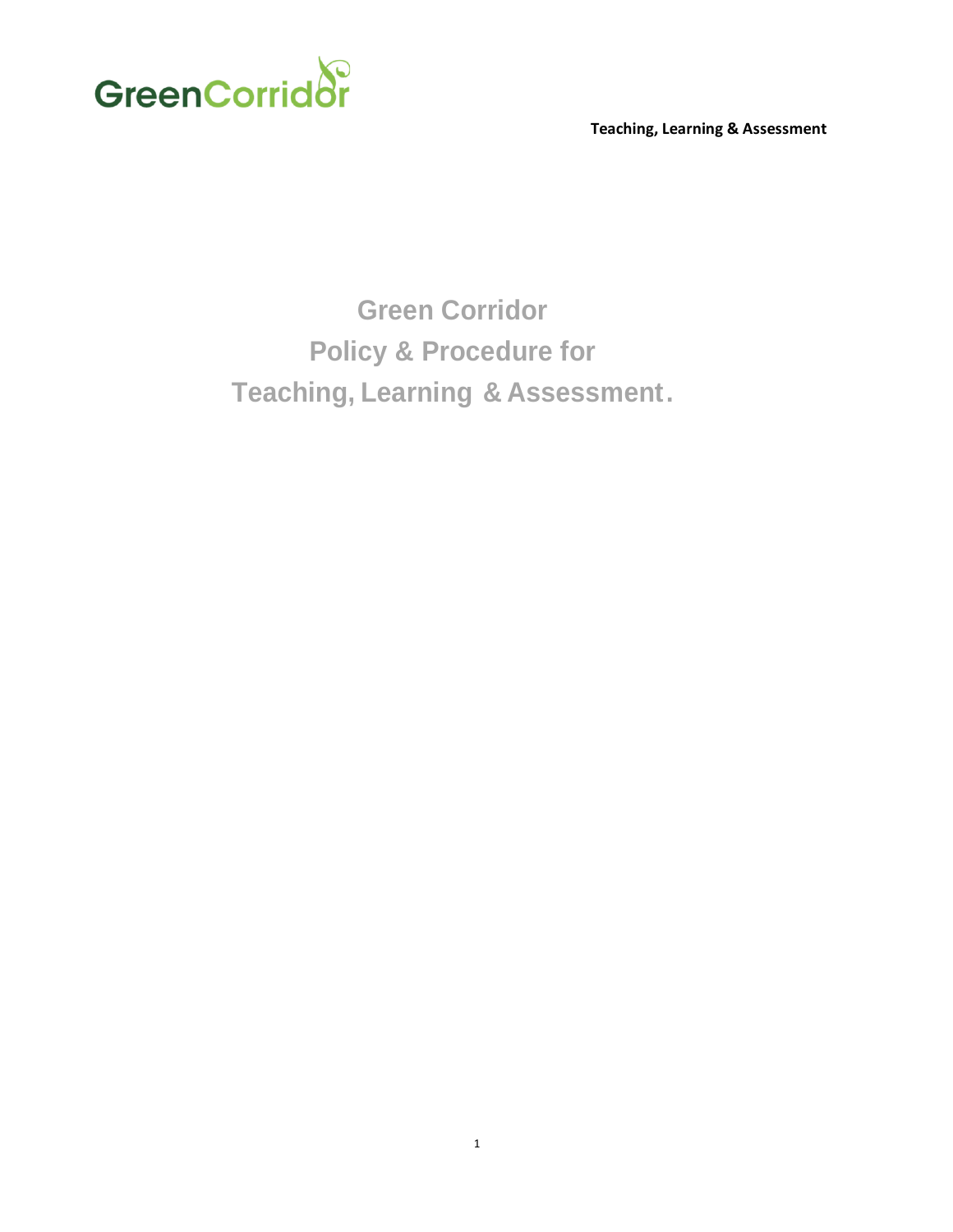# Green Corridor
# Policy & Procedure for
# Teaching, Learning & Assessment.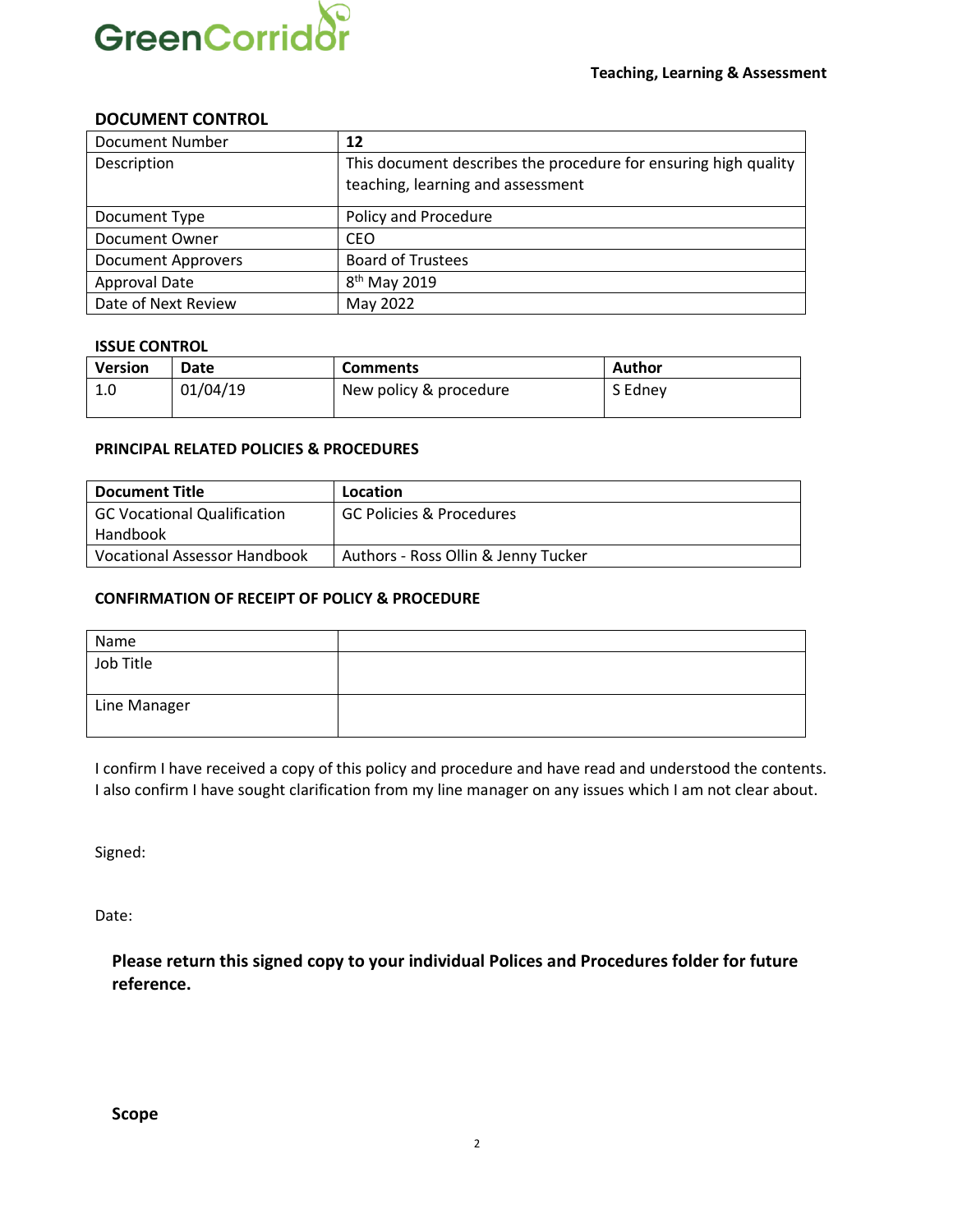**Teaching, Learning & Assessment**

## DOCUMENT CONTROL

| Document Number | **12** |
|---|---|
| Description | This document describes the procedure for ensuring high quality teaching, learning and assessment |
| Document Type | Policy and Procedure |
| Document Owner | CEO |
| Document Approvers | Board of Trustees |
| Approval Date | 8th May 2019 |
| Date of Next Review | May 2022 |

### ISSUE CONTROL

| Version | Date | Comments | Author |
|---|---|---|---|
| 1.0 | 01/04/19 | New policy & procedure | S Edney |

### PRINCIPAL RELATED POLICIES & PROCEDURES

| Document Title | Location |
|---|---|
| GC Vocational Qualification Handbook | GC Policies & Procedures |
| Vocational Assessor Handbook | Authors - Ross Ollin & Jenny Tucker |

### CONFIRMATION OF RECEIPT OF POLICY & PROCEDURE

| Name | |
|---|---|
| Job Title | |
| Line Manager | |

I confirm I have received a copy of this policy and procedure and have read and understood the contents. I also confirm I have sought clarification from my line manager on any issues which I am not clear about.

Signed:

Date:

**Please return this signed copy to your individual Polices and Procedures folder for future reference.**

## Scope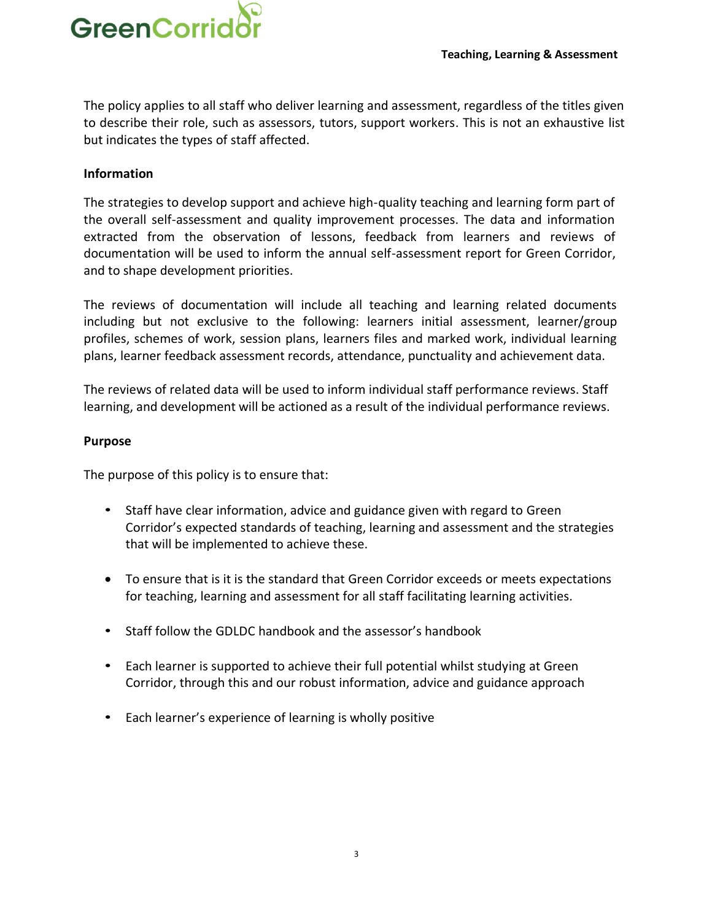The policy applies to all staff who deliver learning and assessment, regardless of the titles given to describe their role, such as assessors, tutors, support workers. This is not an exhaustive list but indicates the types of staff affected.

**Information**

The strategies to develop support and achieve high-quality teaching and learning form part of the overall self-assessment and quality improvement processes. The data and information extracted from the observation of lessons, feedback from learners and reviews of documentation will be used to inform the annual self-assessment report for Green Corridor, and to shape development priorities.

The reviews of documentation will include all teaching and learning related documents including but not exclusive to the following: learners initial assessment, learner/group profiles, schemes of work, session plans, learners files and marked work, individual learning plans, learner feedback assessment records, attendance, punctuality and achievement data.

The reviews of related data will be used to inform individual staff performance reviews. Staff learning, and development will be actioned as a result of the individual performance reviews.

**Purpose**

The purpose of this policy is to ensure that:

- Staff have clear information, advice and guidance given with regard to Green Corridor's expected standards of teaching, learning and assessment and the strategies that will be implemented to achieve these.
- To ensure that is it is the standard that Green Corridor exceeds or meets expectations for teaching, learning and assessment for all staff facilitating learning activities.
- Staff follow the GDLDC handbook and the assessor's handbook
- Each learner is supported to achieve their full potential whilst studying at Green Corridor, through this and our robust information, advice and guidance approach
- Each learner's experience of learning is wholly positive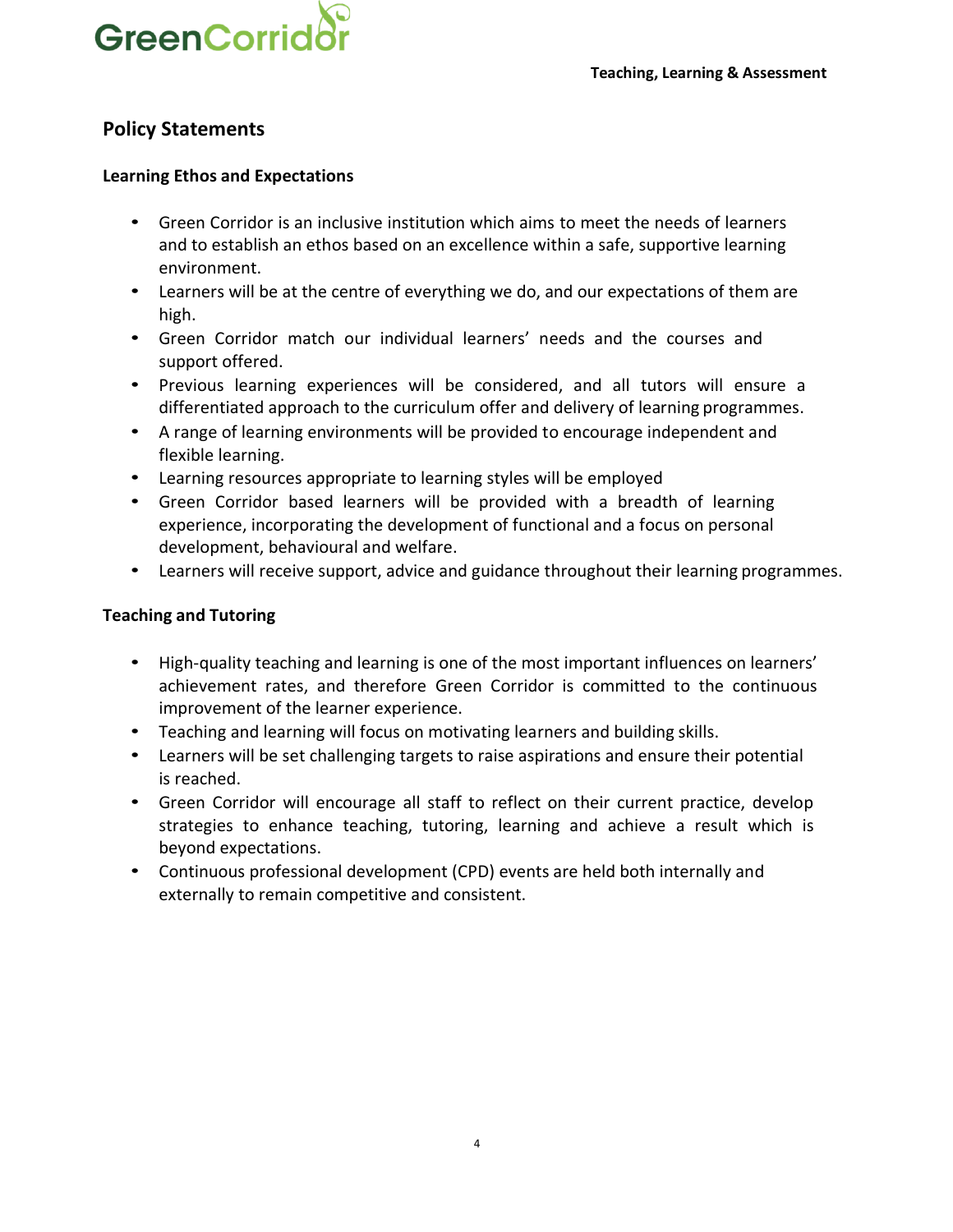## Policy Statements

### Learning Ethos and Expectations

- Green Corridor is an inclusive institution which aims to meet the needs of learners and to establish an ethos based on an excellence within a safe, supportive learning environment.
- Learners will be at the centre of everything we do, and our expectations of them are high.
- Green Corridor match our individual learners' needs and the courses and support offered.
- Previous learning experiences will be considered, and all tutors will ensure a differentiated approach to the curriculum offer and delivery of learning programmes.
- A range of learning environments will be provided to encourage independent and flexible learning.
- Learning resources appropriate to learning styles will be employed
- Green Corridor based learners will be provided with a breadth of learning experience, incorporating the development of functional and a focus on personal development, behavioural and welfare.
- Learners will receive support, advice and guidance throughout their learning programmes.

### Teaching and Tutoring

- High-quality teaching and learning is one of the most important influences on learners' achievement rates, and therefore Green Corridor is committed to the continuous improvement of the learner experience.
- Teaching and learning will focus on motivating learners and building skills.
- Learners will be set challenging targets to raise aspirations and ensure their potential is reached.
- Green Corridor will encourage all staff to reflect on their current practice, develop strategies to enhance teaching, tutoring, learning and achieve a result which is beyond expectations.
- Continuous professional development (CPD) events are held both internally and externally to remain competitive and consistent.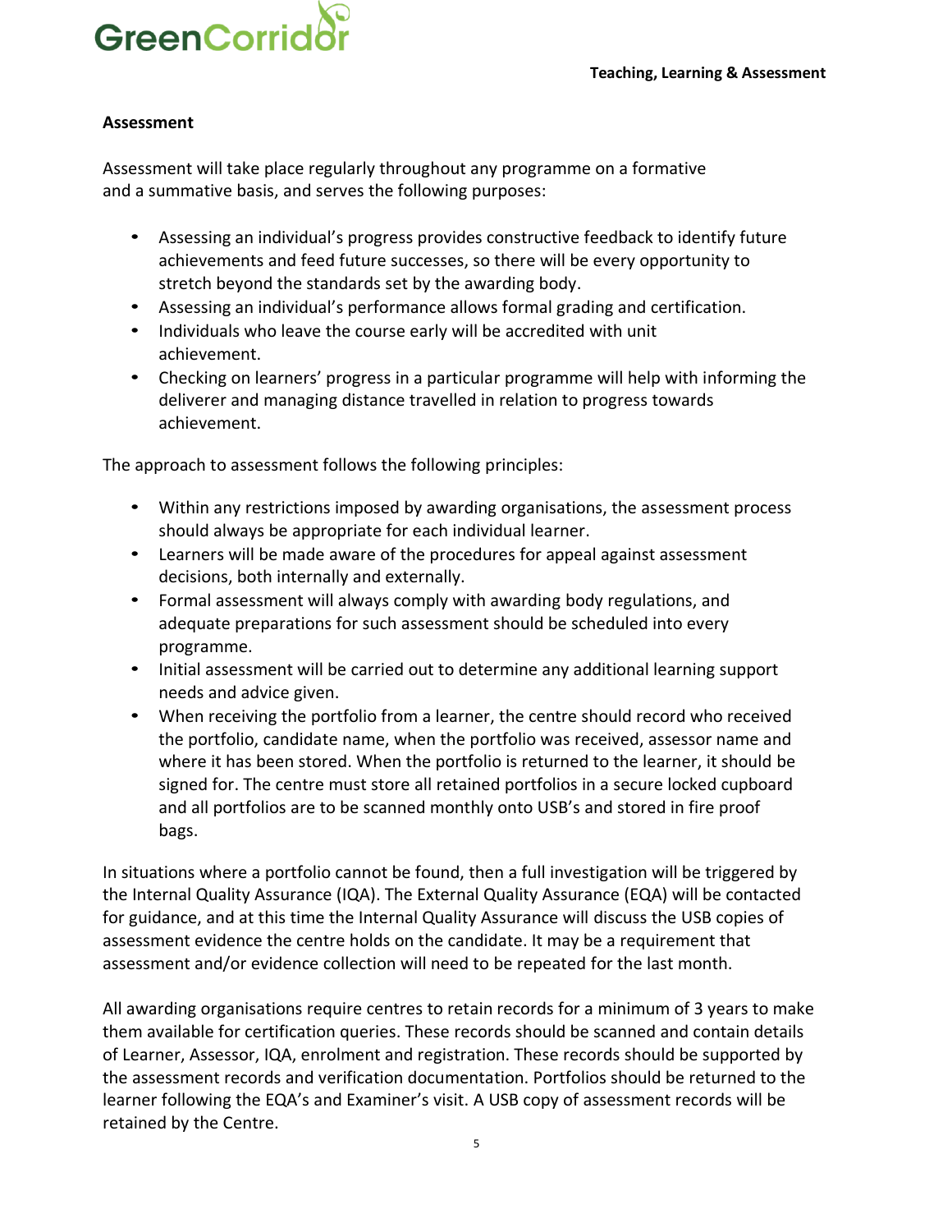## Assessment

Assessment will take place regularly throughout any programme on a formative and a summative basis, and serves the following purposes:

- Assessing an individual's progress provides constructive feedback to identify future achievements and feed future successes, so there will be every opportunity to stretch beyond the standards set by the awarding body.
- Assessing an individual's performance allows formal grading and certification.
- Individuals who leave the course early will be accredited with unit achievement.
- Checking on learners' progress in a particular programme will help with informing the deliverer and managing distance travelled in relation to progress towards achievement.

The approach to assessment follows the following principles:

- Within any restrictions imposed by awarding organisations, the assessment process should always be appropriate for each individual learner.
- Learners will be made aware of the procedures for appeal against assessment decisions, both internally and externally.
- Formal assessment will always comply with awarding body regulations, and adequate preparations for such assessment should be scheduled into every programme.
- Initial assessment will be carried out to determine any additional learning support needs and advice given.
- When receiving the portfolio from a learner, the centre should record who received the portfolio, candidate name, when the portfolio was received, assessor name and where it has been stored. When the portfolio is returned to the learner, it should be signed for. The centre must store all retained portfolios in a secure locked cupboard and all portfolios are to be scanned monthly onto USB's and stored in fire proof bags.

In situations where a portfolio cannot be found, then a full investigation will be triggered by the Internal Quality Assurance (IQA). The External Quality Assurance (EQA) will be contacted for guidance, and at this time the Internal Quality Assurance will discuss the USB copies of assessment evidence the centre holds on the candidate. It may be a requirement that assessment and/or evidence collection will need to be repeated for the last month.

All awarding organisations require centres to retain records for a minimum of 3 years to make them available for certification queries. These records should be scanned and contain details of Learner, Assessor, IQA, enrolment and registration. These records should be supported by the assessment records and verification documentation. Portfolios should be returned to the learner following the EQA's and Examiner's visit. A USB copy of assessment records will be retained by the Centre.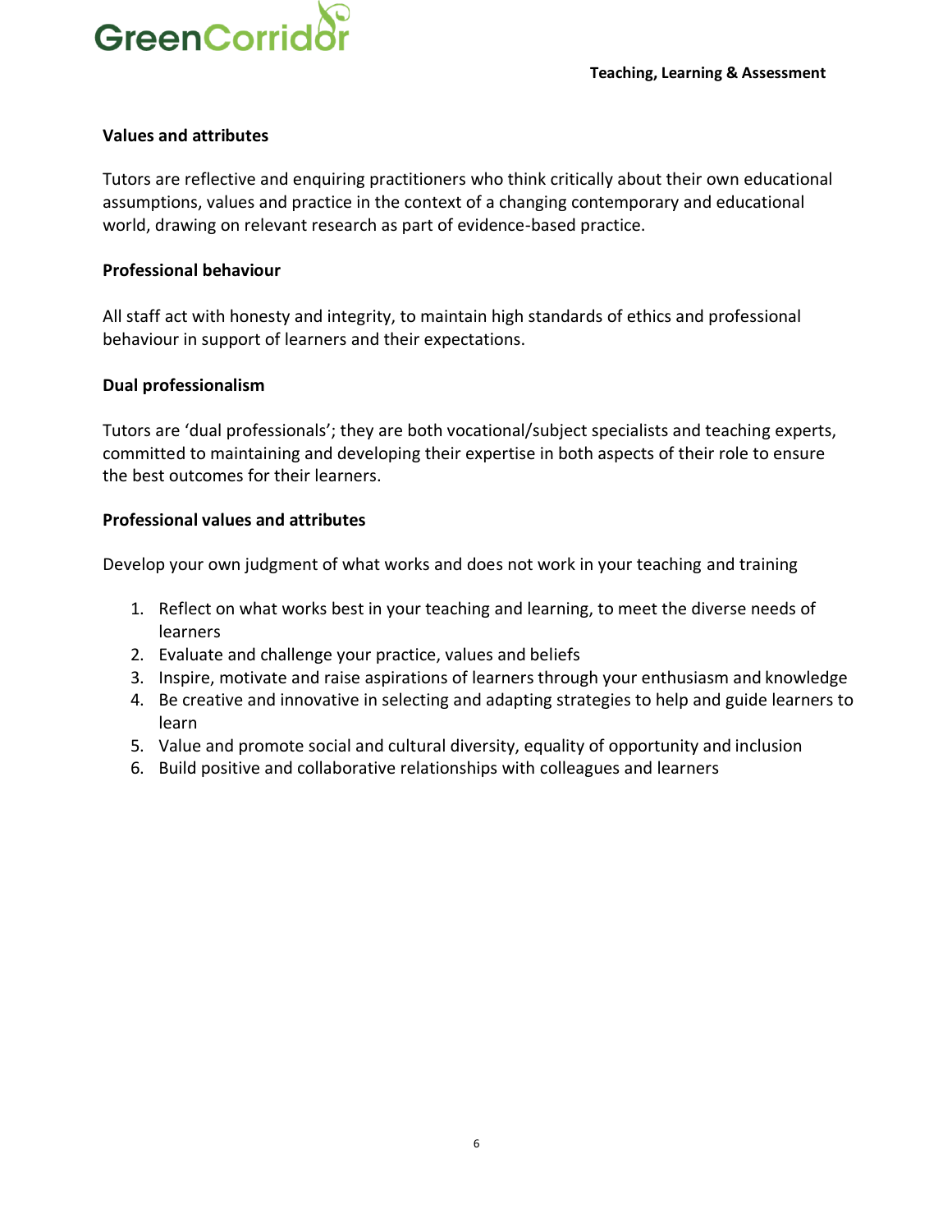### Values and attributes

Tutors are reflective and enquiring practitioners who think critically about their own educational assumptions, values and practice in the context of a changing contemporary and educational world, drawing on relevant research as part of evidence-based practice.

### Professional behaviour

All staff act with honesty and integrity, to maintain high standards of ethics and professional behaviour in support of learners and their expectations.

### Dual professionalism

Tutors are 'dual professionals'; they are both vocational/subject specialists and teaching experts, committed to maintaining and developing their expertise in both aspects of their role to ensure the best outcomes for their learners.

### Professional values and attributes

Develop your own judgment of what works and does not work in your teaching and training

1. Reflect on what works best in your teaching and learning, to meet the diverse needs of learners
2. Evaluate and challenge your practice, values and beliefs
3. Inspire, motivate and raise aspirations of learners through your enthusiasm and knowledge
4. Be creative and innovative in selecting and adapting strategies to help and guide learners to learn
5. Value and promote social and cultural diversity, equality of opportunity and inclusion
6. Build positive and collaborative relationships with colleagues and learners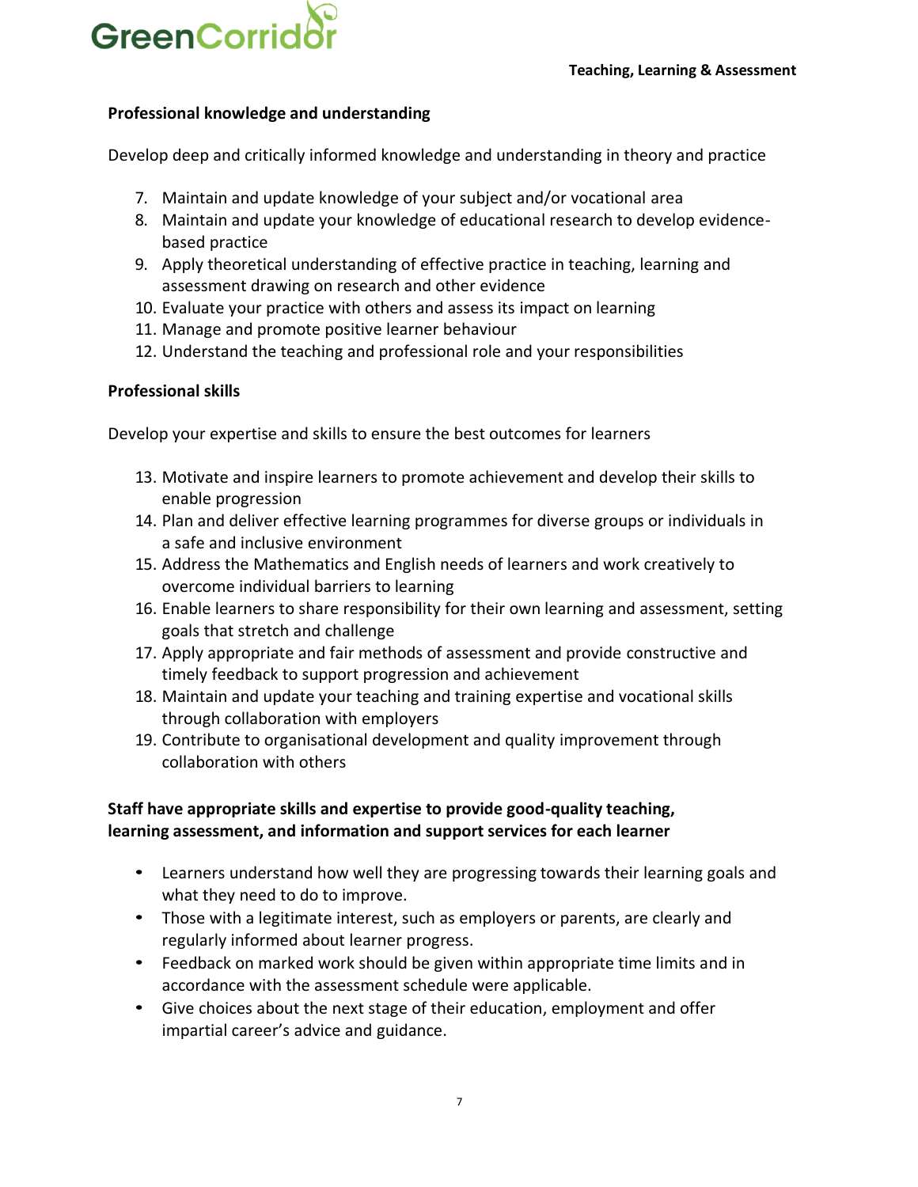**Professional knowledge and understanding**

Develop deep and critically informed knowledge and understanding in theory and practice

7. Maintain and update knowledge of your subject and/or vocational area
8. Maintain and update your knowledge of educational research to develop evidence-based practice
9. Apply theoretical understanding of effective practice in teaching, learning and assessment drawing on research and other evidence
10. Evaluate your practice with others and assess its impact on learning
11. Manage and promote positive learner behaviour
12. Understand the teaching and professional role and your responsibilities

**Professional skills**

Develop your expertise and skills to ensure the best outcomes for learners

13. Motivate and inspire learners to promote achievement and develop their skills to enable progression
14. Plan and deliver effective learning programmes for diverse groups or individuals in a safe and inclusive environment
15. Address the Mathematics and English needs of learners and work creatively to overcome individual barriers to learning
16. Enable learners to share responsibility for their own learning and assessment, setting goals that stretch and challenge
17. Apply appropriate and fair methods of assessment and provide constructive and timely feedback to support progression and achievement
18. Maintain and update your teaching and training expertise and vocational skills through collaboration with employers
19. Contribute to organisational development and quality improvement through collaboration with others

**Staff have appropriate skills and expertise to provide good-quality teaching, learning assessment, and information and support services for each learner**

- Learners understand how well they are progressing towards their learning goals and what they need to do to improve.
- Those with a legitimate interest, such as employers or parents, are clearly and regularly informed about learner progress.
- Feedback on marked work should be given within appropriate time limits and in accordance with the assessment schedule were applicable.
- Give choices about the next stage of their education, employment and offer impartial career's advice and guidance.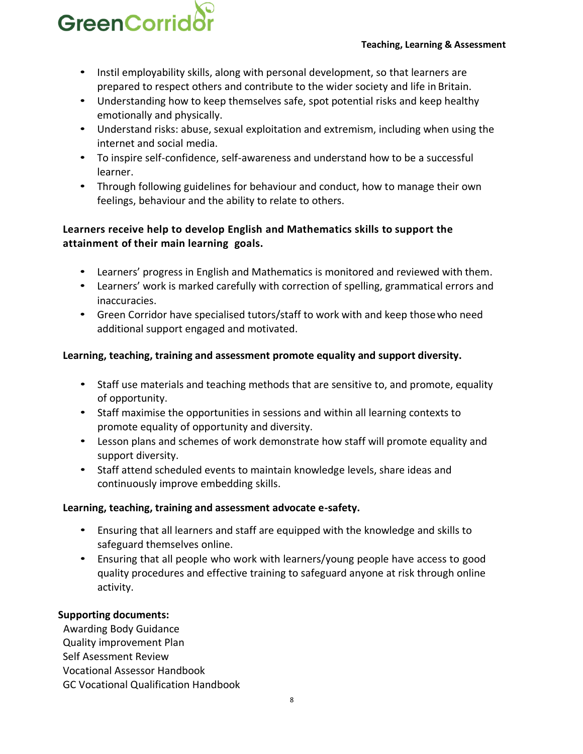- Instil employability skills, along with personal development, so that learners are prepared to respect others and contribute to the wider society and life in Britain.
- Understanding how to keep themselves safe, spot potential risks and keep healthy emotionally and physically.
- Understand risks: abuse, sexual exploitation and extremism, including when using the internet and social media.
- To inspire self-confidence, self-awareness and understand how to be a successful learner.
- Through following guidelines for behaviour and conduct, how to manage their own feelings, behaviour and the ability to relate to others.

**Learners receive help to develop English and Mathematics skills to support the attainment of their main learning goals.**

- Learners' progress in English and Mathematics is monitored and reviewed with them.
- Learners' work is marked carefully with correction of spelling, grammatical errors and inaccuracies.
- Green Corridor have specialised tutors/staff to work with and keep those who need additional support engaged and motivated.

**Learning, teaching, training and assessment promote equality and support diversity.**

- Staff use materials and teaching methods that are sensitive to, and promote, equality of opportunity.
- Staff maximise the opportunities in sessions and within all learning contexts to promote equality of opportunity and diversity.
- Lesson plans and schemes of work demonstrate how staff will promote equality and support diversity.
- Staff attend scheduled events to maintain knowledge levels, share ideas and continuously improve embedding skills.

**Learning, teaching, training and assessment advocate e-safety.**

- Ensuring that all learners and staff are equipped with the knowledge and skills to safeguard themselves online.
- Ensuring that all people who work with learners/young people have access to good quality procedures and effective training to safeguard anyone at risk through online activity.

**Supporting documents:**

Awarding Body Guidance
Quality improvement Plan
Self Asessment Review
Vocational Assessor Handbook
GC Vocational Qualification Handbook